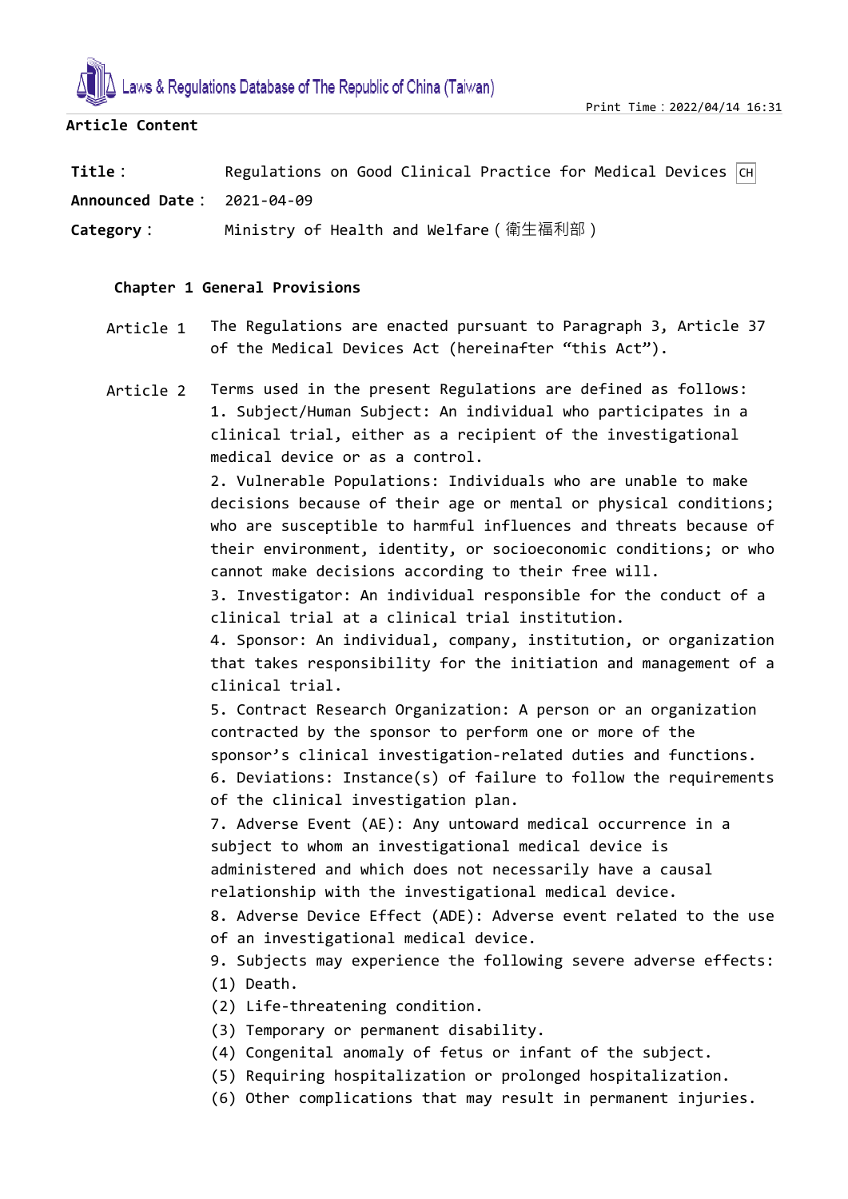**Article Content**

**Title：** Regulations on Good Clinical Practice for Medical Devices CH

**Announced Date：** 2021-04-09

**Category：** Ministry of Health and Welfare（衛生福利部）

## Chapter 1 General Provisions

**Article 1** The Regulations are enacted pursuant to Paragraph 3, Article 37 of the Medical Devices Act (hereinafter “this Act”).

**Article 2** Terms used in the present Regulations are defined as follows:

1. Subject/Human Subject: An individual who participates in a clinical trial, either as a recipient of the investigational medical device or as a control.
2. Vulnerable Populations: Individuals who are unable to make decisions because of their age or mental or physical conditions; who are susceptible to harmful influences and threats because of their environment, identity, or socioeconomic conditions; or who cannot make decisions according to their free will.
3. Investigator: An individual responsible for the conduct of a clinical trial at a clinical trial institution.
4. Sponsor: An individual, company, institution, or organization that takes responsibility for the initiation and management of a clinical trial.
5. Contract Research Organization: A person or an organization contracted by the sponsor to perform one or more of the sponsor’s clinical investigation-related duties and functions.
6. Deviations: Instance(s) of failure to follow the requirements of the clinical investigation plan.
7. Adverse Event (AE): Any untoward medical occurrence in a subject to whom an investigational medical device is administered and which does not necessarily have a causal relationship with the investigational medical device.
8. Adverse Device Effect (ADE): Adverse event related to the use of an investigational medical device.
9. Subjects may experience the following severe adverse effects:
(1) Death.
(2) Life-threatening condition.
(3) Temporary or permanent disability.
(4) Congenital anomaly of fetus or infant of the subject.
(5) Requiring hospitalization or prolonged hospitalization.
(6) Other complications that may result in permanent injuries.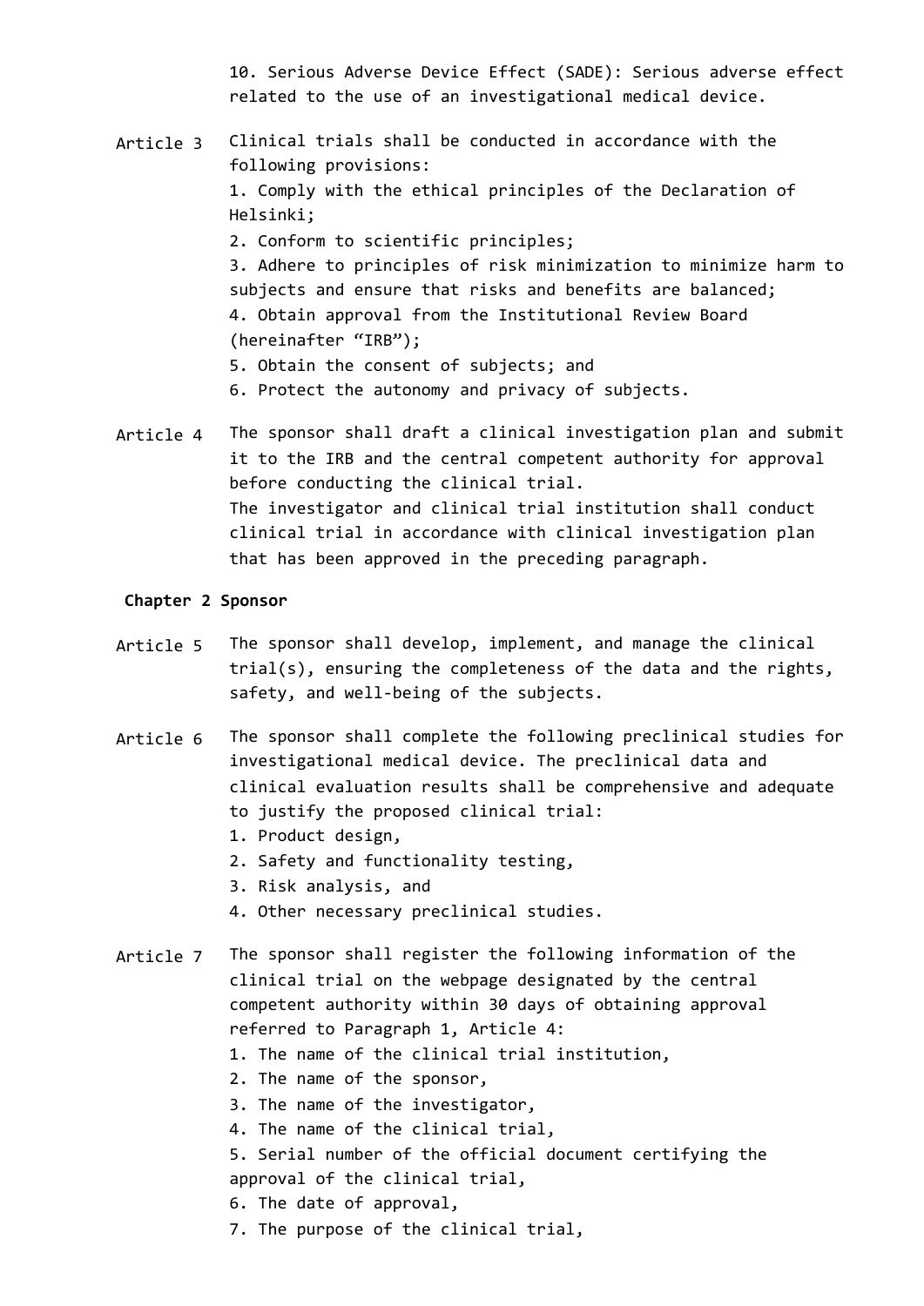10. Serious Adverse Device Effect (SADE): Serious adverse effect related to the use of an investigational medical device.

**Article 3** Clinical trials shall be conducted in accordance with the following provisions:

1. Comply with the ethical principles of the Declaration of Helsinki;
2. Conform to scientific principles;
3. Adhere to principles of risk minimization to minimize harm to subjects and ensure that risks and benefits are balanced;
4. Obtain approval from the Institutional Review Board (hereinafter “IRB”);
5. Obtain the consent of subjects; and
6. Protect the autonomy and privacy of subjects.

**Article 4** The sponsor shall draft a clinical investigation plan and submit it to the IRB and the central competent authority for approval before conducting the clinical trial.

The investigator and clinical trial institution shall conduct clinical trial in accordance with clinical investigation plan that has been approved in the preceding paragraph.

## Chapter 2 Sponsor

**Article 5** The sponsor shall develop, implement, and manage the clinical trial(s), ensuring the completeness of the data and the rights, safety, and well-being of the subjects.

**Article 6** The sponsor shall complete the following preclinical studies for investigational medical device. The preclinical data and clinical evaluation results shall be comprehensive and adequate to justify the proposed clinical trial:

1. Product design,
2. Safety and functionality testing,
3. Risk analysis, and
4. Other necessary preclinical studies.

**Article 7** The sponsor shall register the following information of the clinical trial on the webpage designated by the central competent authority within 30 days of obtaining approval referred to Paragraph 1, Article 4:

1. The name of the clinical trial institution,
2. The name of the sponsor,
3. The name of the investigator,
4. The name of the clinical trial,
5. Serial number of the official document certifying the approval of the clinical trial,
6. The date of approval,
7. The purpose of the clinical trial,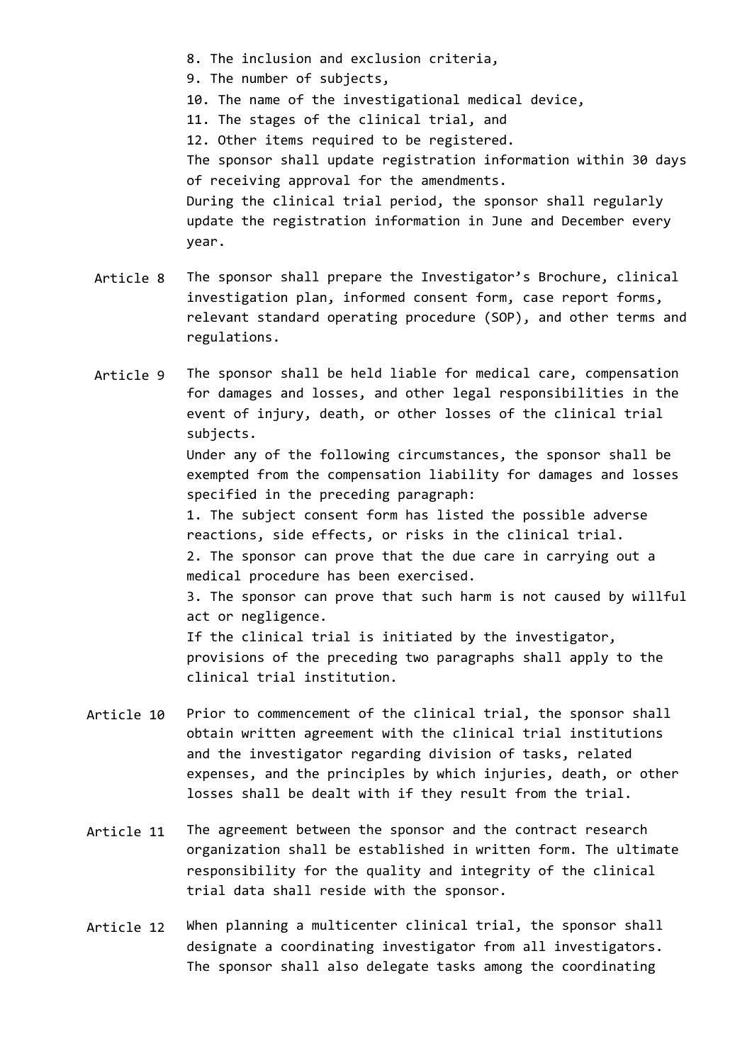8. The inclusion and exclusion criteria,
9. The number of subjects,
10. The name of the investigational medical device,
11. The stages of the clinical trial, and
12. Other items required to be registered.

The sponsor shall update registration information within 30 days of receiving approval for the amendments.

During the clinical trial period, the sponsor shall regularly update the registration information in June and December every year.

**Article 8** The sponsor shall prepare the Investigator's Brochure, clinical investigation plan, informed consent form, case report forms, relevant standard operating procedure (SOP), and other terms and regulations.

**Article 9** The sponsor shall be held liable for medical care, compensation for damages and losses, and other legal responsibilities in the event of injury, death, or other losses of the clinical trial subjects.

Under any of the following circumstances, the sponsor shall be exempted from the compensation liability for damages and losses specified in the preceding paragraph:

1. The subject consent form has listed the possible adverse reactions, side effects, or risks in the clinical trial.
2. The sponsor can prove that the due care in carrying out a medical procedure has been exercised.
3. The sponsor can prove that such harm is not caused by willful act or negligence.

If the clinical trial is initiated by the investigator, provisions of the preceding two paragraphs shall apply to the clinical trial institution.

**Article 10** Prior to commencement of the clinical trial, the sponsor shall obtain written agreement with the clinical trial institutions and the investigator regarding division of tasks, related expenses, and the principles by which injuries, death, or other losses shall be dealt with if they result from the trial.

**Article 11** The agreement between the sponsor and the contract research organization shall be established in written form. The ultimate responsibility for the quality and integrity of the clinical trial data shall reside with the sponsor.

**Article 12** When planning a multicenter clinical trial, the sponsor shall designate a coordinating investigator from all investigators. The sponsor shall also delegate tasks among the coordinating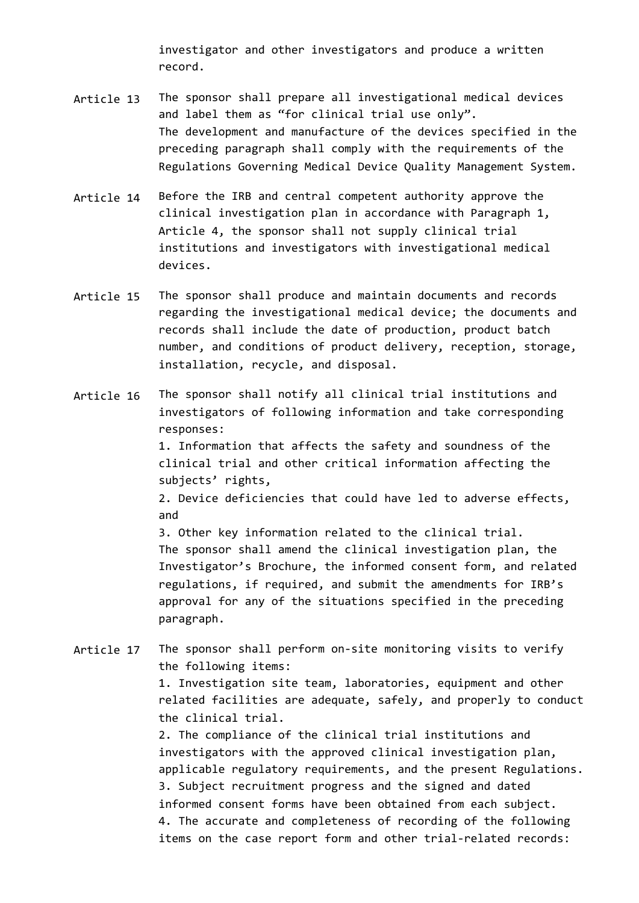investigator and other investigators and produce a written record.

**Article 13** The sponsor shall prepare all investigational medical devices and label them as "for clinical trial use only".
The development and manufacture of the devices specified in the preceding paragraph shall comply with the requirements of the Regulations Governing Medical Device Quality Management System.

**Article 14** Before the IRB and central competent authority approve the clinical investigation plan in accordance with Paragraph 1, Article 4, the sponsor shall not supply clinical trial institutions and investigators with investigational medical devices.

**Article 15** The sponsor shall produce and maintain documents and records regarding the investigational medical device; the documents and records shall include the date of production, product batch number, and conditions of product delivery, reception, storage, installation, recycle, and disposal.

**Article 16** The sponsor shall notify all clinical trial institutions and investigators of following information and take corresponding responses:

1. Information that affects the safety and soundness of the clinical trial and other critical information affecting the subjects' rights,
2. Device deficiencies that could have led to adverse effects, and
3. Other key information related to the clinical trial.

The sponsor shall amend the clinical investigation plan, the Investigator's Brochure, the informed consent form, and related regulations, if required, and submit the amendments for IRB's approval for any of the situations specified in the preceding paragraph.

**Article 17** The sponsor shall perform on-site monitoring visits to verify the following items:

1. Investigation site team, laboratories, equipment and other related facilities are adequate, safely, and properly to conduct the clinical trial.
2. The compliance of the clinical trial institutions and investigators with the approved clinical investigation plan, applicable regulatory requirements, and the present Regulations.
3. Subject recruitment progress and the signed and dated informed consent forms have been obtained from each subject.
4. The accurate and completeness of recording of the following items on the case report form and other trial-related records: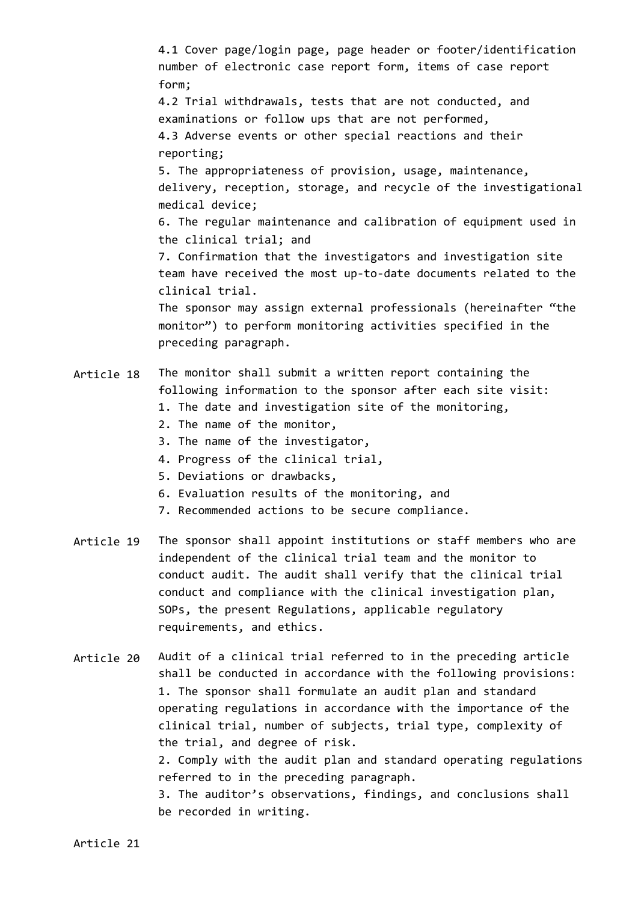4.1 Cover page/login page, page header or footer/identification number of electronic case report form, items of case report form;

4.2 Trial withdrawals, tests that are not conducted, and examinations or follow ups that are not performed,

4.3 Adverse events or other special reactions and their reporting;

5. The appropriateness of provision, usage, maintenance, delivery, reception, storage, and recycle of the investigational medical device;

6. The regular maintenance and calibration of equipment used in the clinical trial; and

7. Confirmation that the investigators and investigation site team have received the most up-to-date documents related to the clinical trial.

The sponsor may assign external professionals (hereinafter "the monitor") to perform monitoring activities specified in the preceding paragraph.

**Article 18** The monitor shall submit a written report containing the following information to the sponsor after each site visit:

1. The date and investigation site of the monitoring,
2. The name of the monitor,
3. The name of the investigator,
4. Progress of the clinical trial,
5. Deviations or drawbacks,
6. Evaluation results of the monitoring, and
7. Recommended actions to be secure compliance.

**Article 19** The sponsor shall appoint institutions or staff members who are independent of the clinical trial team and the monitor to conduct audit. The audit shall verify that the clinical trial conduct and compliance with the clinical investigation plan, SOPs, the present Regulations, applicable regulatory requirements, and ethics.

**Article 20** Audit of a clinical trial referred to in the preceding article shall be conducted in accordance with the following provisions:

1. The sponsor shall formulate an audit plan and standard operating regulations in accordance with the importance of the clinical trial, number of subjects, trial type, complexity of the trial, and degree of risk.
2. Comply with the audit plan and standard operating regulations referred to in the preceding paragraph.
3. The auditor's observations, findings, and conclusions shall be recorded in writing.

**Article 21**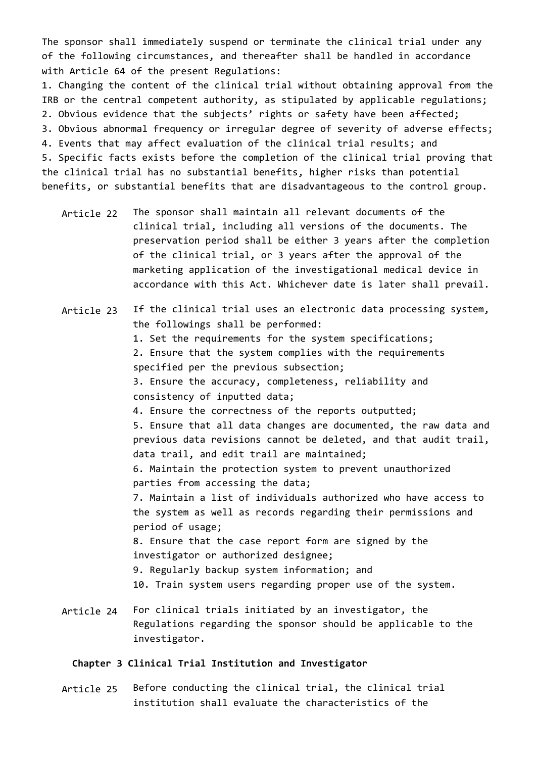The sponsor shall immediately suspend or terminate the clinical trial under any of the following circumstances, and thereafter shall be handled in accordance with Article 64 of the present Regulations:

1. Changing the content of the clinical trial without obtaining approval from the IRB or the central competent authority, as stipulated by applicable regulations;
2. Obvious evidence that the subjects' rights or safety have been affected;
3. Obvious abnormal frequency or irregular degree of severity of adverse effects;
4. Events that may affect evaluation of the clinical trial results; and
5. Specific facts exists before the completion of the clinical trial proving that the clinical trial has no substantial benefits, higher risks than potential benefits, or substantial benefits that are disadvantageous to the control group.

Article 22 The sponsor shall maintain all relevant documents of the clinical trial, including all versions of the documents. The preservation period shall be either 3 years after the completion of the clinical trial, or 3 years after the approval of the marketing application of the investigational medical device in accordance with this Act. Whichever date is later shall prevail.

Article 23 If the clinical trial uses an electronic data processing system, the followings shall be performed:

1. Set the requirements for the system specifications;
2. Ensure that the system complies with the requirements specified per the previous subsection;
3. Ensure the accuracy, completeness, reliability and consistency of inputted data;
4. Ensure the correctness of the reports outputted;
5. Ensure that all data changes are documented, the raw data and previous data revisions cannot be deleted, and that audit trail, data trail, and edit trail are maintained;
6. Maintain the protection system to prevent unauthorized parties from accessing the data;
7. Maintain a list of individuals authorized who have access to the system as well as records regarding their permissions and period of usage;
8. Ensure that the case report form are signed by the investigator or authorized designee;
9. Regularly backup system information; and
10. Train system users regarding proper use of the system.

Article 24 For clinical trials initiated by an investigator, the Regulations regarding the sponsor should be applicable to the investigator.

## Chapter 3 Clinical Trial Institution and Investigator

Article 25 Before conducting the clinical trial, the clinical trial institution shall evaluate the characteristics of the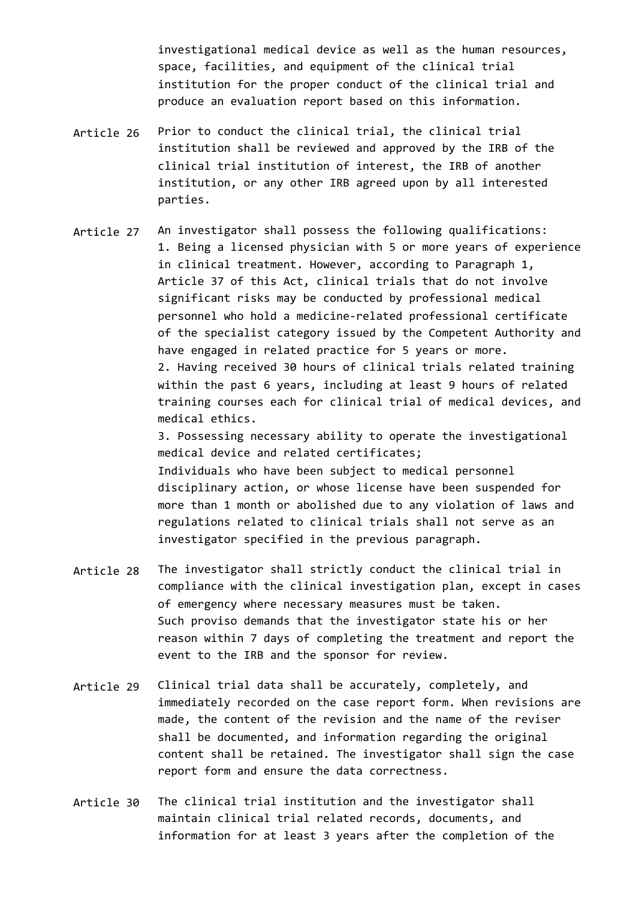investigational medical device as well as the human resources, space, facilities, and equipment of the clinical trial institution for the proper conduct of the clinical trial and produce an evaluation report based on this information.

Article 26 Prior to conduct the clinical trial, the clinical trial institution shall be reviewed and approved by the IRB of the clinical trial institution of interest, the IRB of another institution, or any other IRB agreed upon by all interested parties.

Article 27 An investigator shall possess the following qualifications:

1. Being a licensed physician with 5 or more years of experience in clinical treatment. However, according to Paragraph 1, Article 37 of this Act, clinical trials that do not involve significant risks may be conducted by professional medical personnel who hold a medicine-related professional certificate of the specialist category issued by the Competent Authority and have engaged in related practice for 5 years or more.
2. Having received 30 hours of clinical trials related training within the past 6 years, including at least 9 hours of related training courses each for clinical trial of medical devices, and medical ethics.
3. Possessing necessary ability to operate the investigational medical device and related certificates;

Individuals who have been subject to medical personnel disciplinary action, or whose license have been suspended for more than 1 month or abolished due to any violation of laws and regulations related to clinical trials shall not serve as an investigator specified in the previous paragraph.

Article 28 The investigator shall strictly conduct the clinical trial in compliance with the clinical investigation plan, except in cases of emergency where necessary measures must be taken.

Such proviso demands that the investigator state his or her reason within 7 days of completing the treatment and report the event to the IRB and the sponsor for review.

Article 29 Clinical trial data shall be accurately, completely, and immediately recorded on the case report form. When revisions are made, the content of the revision and the name of the reviser shall be documented, and information regarding the original content shall be retained. The investigator shall sign the case report form and ensure the data correctness.

Article 30 The clinical trial institution and the investigator shall maintain clinical trial related records, documents, and information for at least 3 years after the completion of the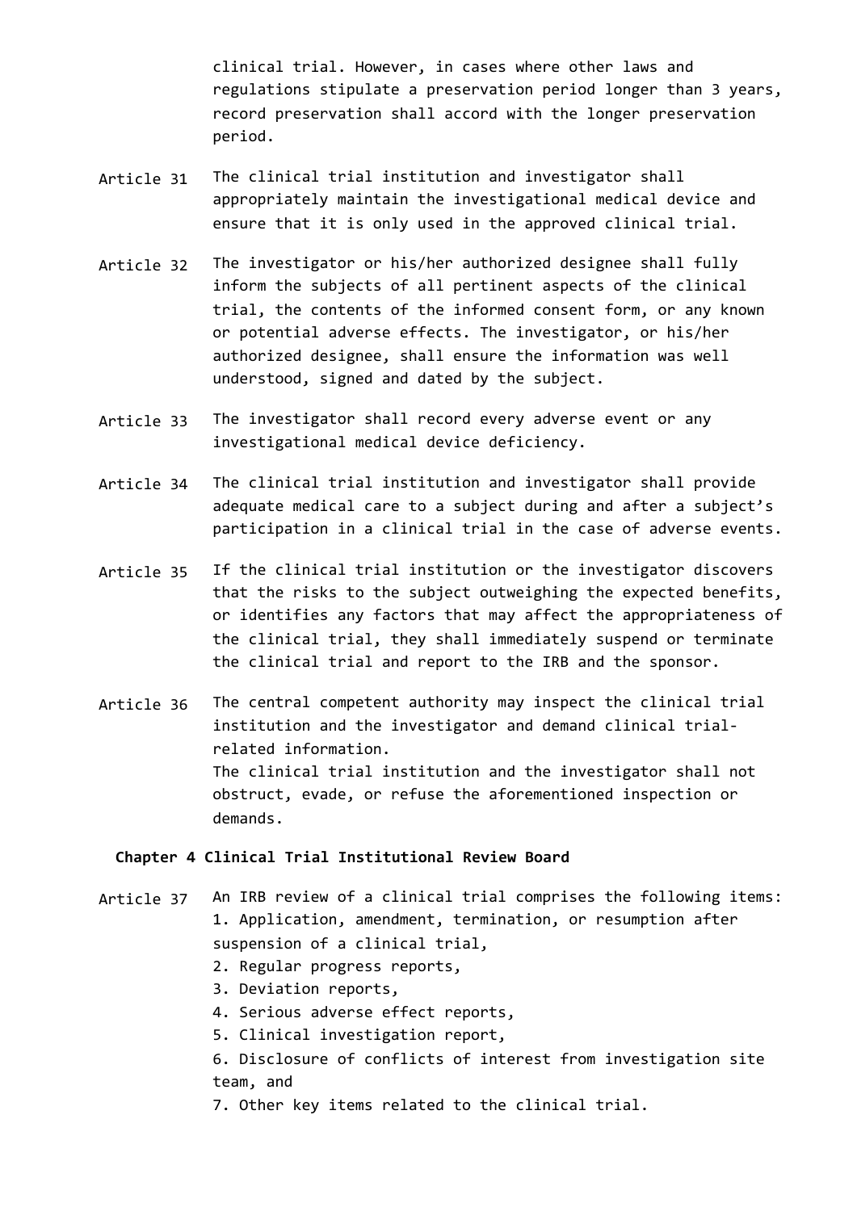clinical trial. However, in cases where other laws and regulations stipulate a preservation period longer than 3 years, record preservation shall accord with the longer preservation period.

Article 31 The clinical trial institution and investigator shall appropriately maintain the investigational medical device and ensure that it is only used in the approved clinical trial.

Article 32 The investigator or his/her authorized designee shall fully inform the subjects of all pertinent aspects of the clinical trial, the contents of the informed consent form, or any known or potential adverse effects. The investigator, or his/her authorized designee, shall ensure the information was well understood, signed and dated by the subject.

Article 33 The investigator shall record every adverse event or any investigational medical device deficiency.

Article 34 The clinical trial institution and investigator shall provide adequate medical care to a subject during and after a subject's participation in a clinical trial in the case of adverse events.

Article 35 If the clinical trial institution or the investigator discovers that the risks to the subject outweighing the expected benefits, or identifies any factors that may affect the appropriateness of the clinical trial, they shall immediately suspend or terminate the clinical trial and report to the IRB and the sponsor.

Article 36 The central competent authority may inspect the clinical trial institution and the investigator and demand clinical trial-related information.
The clinical trial institution and the investigator shall not obstruct, evade, or refuse the aforementioned inspection or demands.

**Chapter 4 Clinical Trial Institutional Review Board**

Article 37 An IRB review of a clinical trial comprises the following items:
1. Application, amendment, termination, or resumption after suspension of a clinical trial,
2. Regular progress reports,
3. Deviation reports,
4. Serious adverse effect reports,
5. Clinical investigation report,
6. Disclosure of conflicts of interest from investigation site team, and
7. Other key items related to the clinical trial.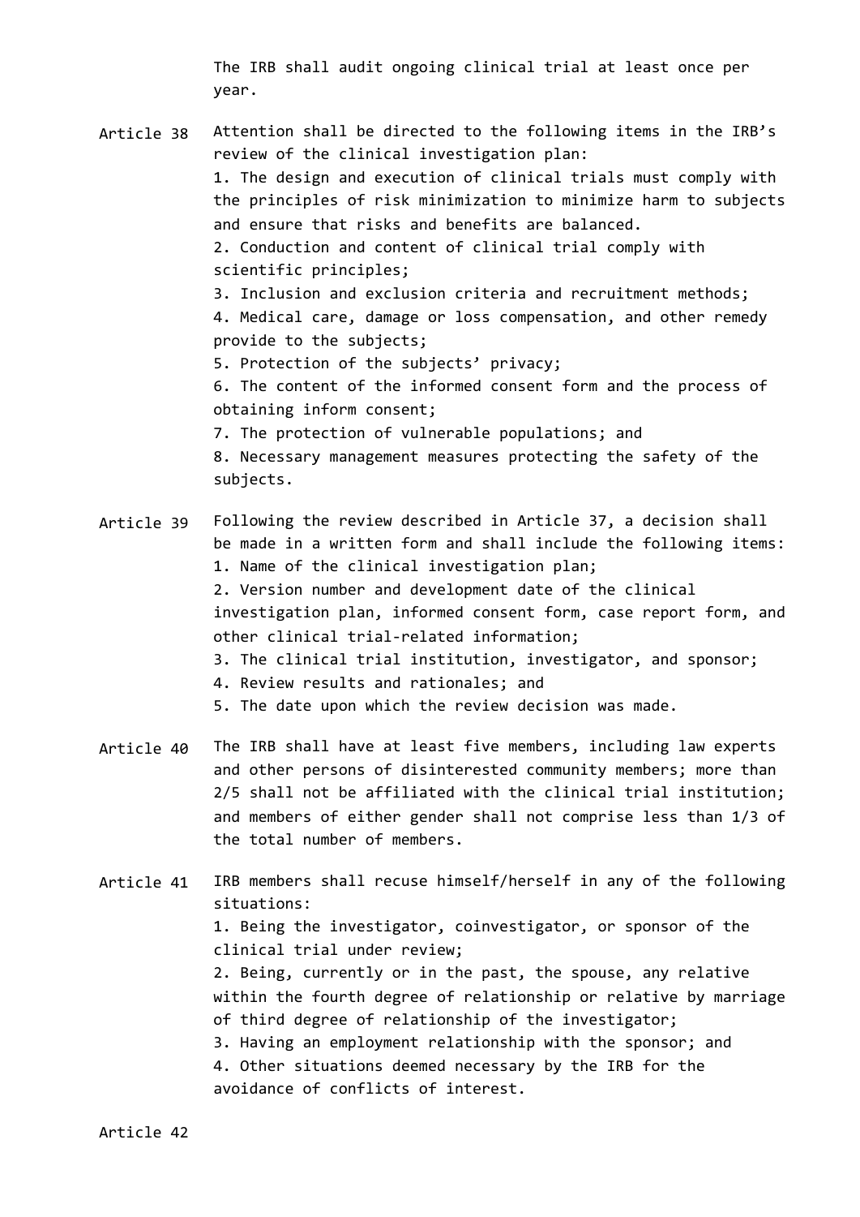The IRB shall audit ongoing clinical trial at least once per year.

Article 38 Attention shall be directed to the following items in the IRB's review of the clinical investigation plan:

1. The design and execution of clinical trials must comply with the principles of risk minimization to minimize harm to subjects and ensure that risks and benefits are balanced.
2. Conduction and content of clinical trial comply with scientific principles;
3. Inclusion and exclusion criteria and recruitment methods;
4. Medical care, damage or loss compensation, and other remedy provide to the subjects;
5. Protection of the subjects' privacy;
6. The content of the informed consent form and the process of obtaining inform consent;
7. The protection of vulnerable populations; and
8. Necessary management measures protecting the safety of the subjects.

Article 39 Following the review described in Article 37, a decision shall be made in a written form and shall include the following items:

1. Name of the clinical investigation plan;
2. Version number and development date of the clinical investigation plan, informed consent form, case report form, and other clinical trial-related information;
3. The clinical trial institution, investigator, and sponsor;
4. Review results and rationales; and
5. The date upon which the review decision was made.

Article 40 The IRB shall have at least five members, including law experts and other persons of disinterested community members; more than 2/5 shall not be affiliated with the clinical trial institution; and members of either gender shall not comprise less than 1/3 of the total number of members.

Article 41 IRB members shall recuse himself/herself in any of the following situations:

1. Being the investigator, coinvestigator, or sponsor of the clinical trial under review;
2. Being, currently or in the past, the spouse, any relative within the fourth degree of relationship or relative by marriage of third degree of relationship of the investigator;
3. Having an employment relationship with the sponsor; and
4. Other situations deemed necessary by the IRB for the avoidance of conflicts of interest.

Article 42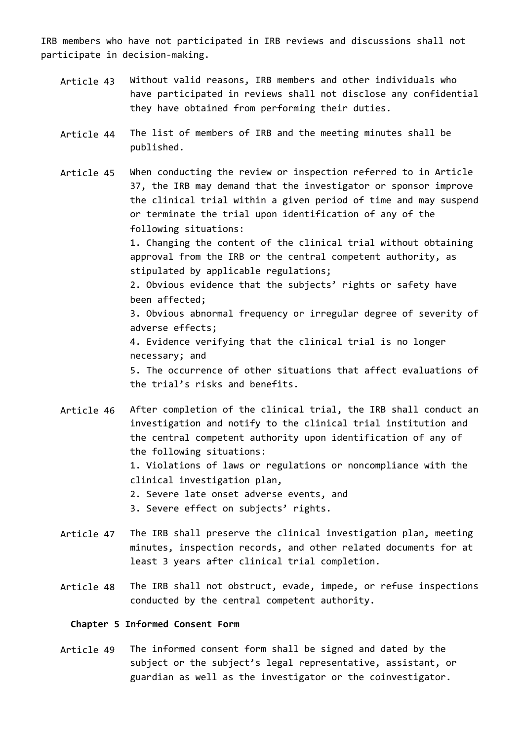IRB members who have not participated in IRB reviews and discussions shall not participate in decision-making.

Article 43 Without valid reasons, IRB members and other individuals who have participated in reviews shall not disclose any confidential they have obtained from performing their duties.

Article 44 The list of members of IRB and the meeting minutes shall be published.

Article 45 When conducting the review or inspection referred to in Article 37, the IRB may demand that the investigator or sponsor improve the clinical trial within a given period of time and may suspend or terminate the trial upon identification of any of the following situations:

1. Changing the content of the clinical trial without obtaining approval from the IRB or the central competent authority, as stipulated by applicable regulations;
2. Obvious evidence that the subjects' rights or safety have been affected;
3. Obvious abnormal frequency or irregular degree of severity of adverse effects;
4. Evidence verifying that the clinical trial is no longer necessary; and
5. The occurrence of other situations that affect evaluations of the trial's risks and benefits.

Article 46 After completion of the clinical trial, the IRB shall conduct an investigation and notify to the clinical trial institution and the central competent authority upon identification of any of the following situations:

1. Violations of laws or regulations or noncompliance with the clinical investigation plan,
2. Severe late onset adverse events, and
3. Severe effect on subjects' rights.

Article 47 The IRB shall preserve the clinical investigation plan, meeting minutes, inspection records, and other related documents for at least 3 years after clinical trial completion.

Article 48 The IRB shall not obstruct, evade, impede, or refuse inspections conducted by the central competent authority.

## Chapter 5 Informed Consent Form

Article 49 The informed consent form shall be signed and dated by the subject or the subject's legal representative, assistant, or guardian as well as the investigator or the coinvestigator.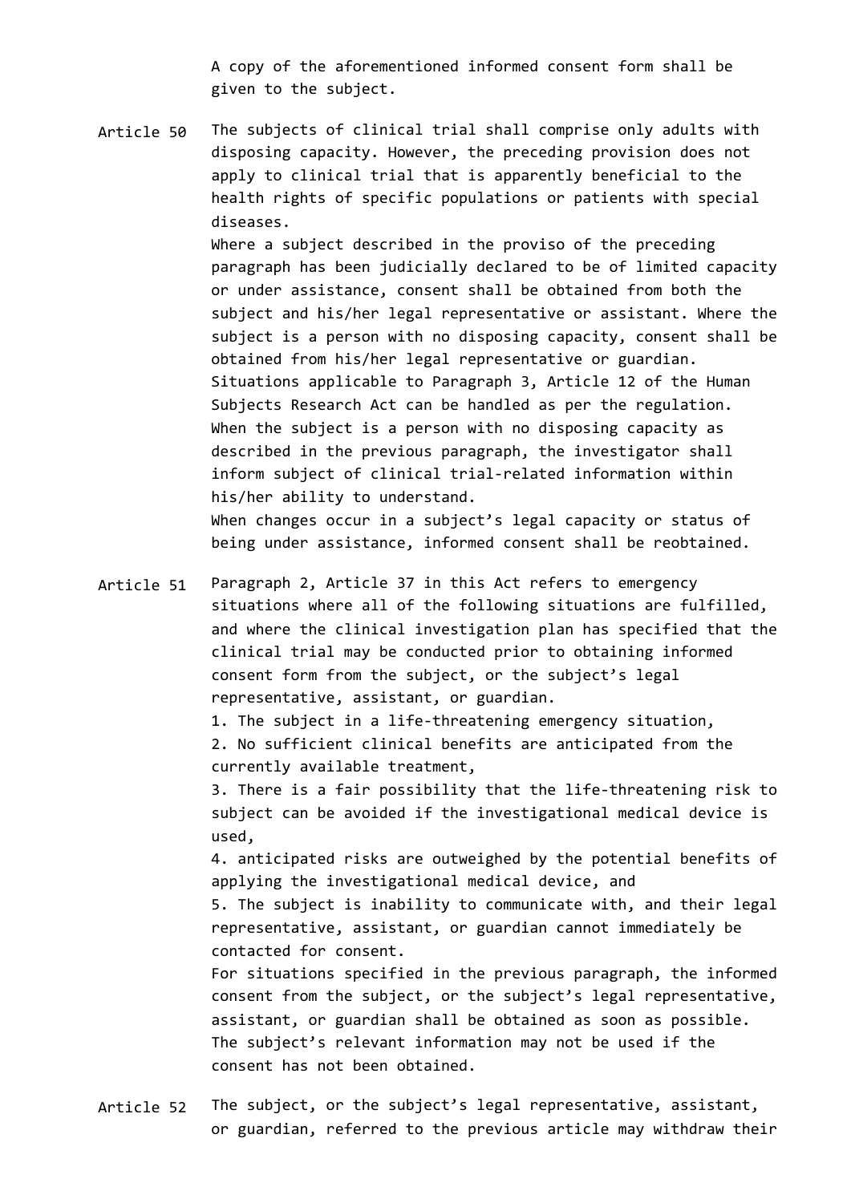A copy of the aforementioned informed consent form shall be given to the subject.

**Article 50** The subjects of clinical trial shall comprise only adults with disposing capacity. However, the preceding provision does not apply to clinical trial that is apparently beneficial to the health rights of specific populations or patients with special diseases.

Where a subject described in the proviso of the preceding paragraph has been judicially declared to be of limited capacity or under assistance, consent shall be obtained from both the subject and his/her legal representative or assistant. Where the subject is a person with no disposing capacity, consent shall be obtained from his/her legal representative or guardian. Situations applicable to Paragraph 3, Article 12 of the Human Subjects Research Act can be handled as per the regulation.

When the subject is a person with no disposing capacity as described in the previous paragraph, the investigator shall inform subject of clinical trial-related information within his/her ability to understand.

When changes occur in a subject's legal capacity or status of being under assistance, informed consent shall be reobtained.

**Article 51** Paragraph 2, Article 37 in this Act refers to emergency situations where all of the following situations are fulfilled, and where the clinical investigation plan has specified that the clinical trial may be conducted prior to obtaining informed consent form from the subject, or the subject's legal representative, assistant, or guardian.

1. The subject in a life-threatening emergency situation,
2. No sufficient clinical benefits are anticipated from the currently available treatment,
3. There is a fair possibility that the life-threatening risk to subject can be avoided if the investigational medical device is used,
4. anticipated risks are outweighed by the potential benefits of applying the investigational medical device, and
5. The subject is inability to communicate with, and their legal representative, assistant, or guardian cannot immediately be contacted for consent.

For situations specified in the previous paragraph, the informed consent from the subject, or the subject's legal representative, assistant, or guardian shall be obtained as soon as possible. The subject's relevant information may not be used if the consent has not been obtained.

**Article 52** The subject, or the subject's legal representative, assistant, or guardian, referred to the previous article may withdraw their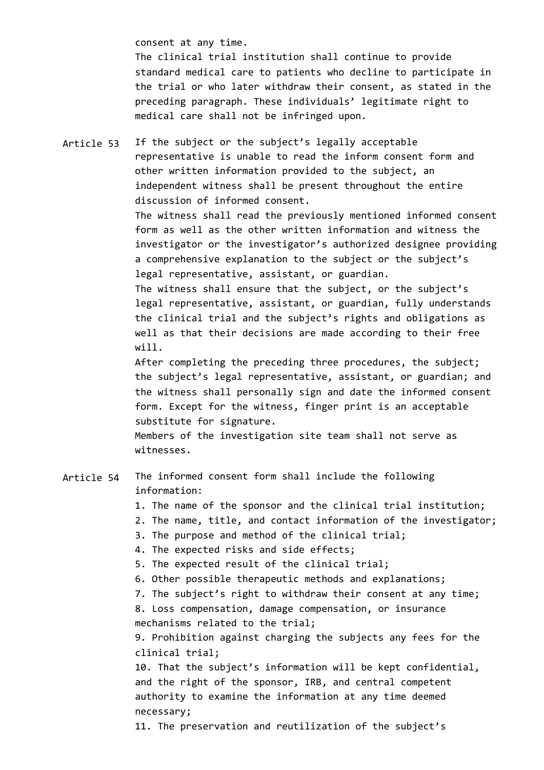consent at any time.

The clinical trial institution shall continue to provide standard medical care to patients who decline to participate in the trial or who later withdraw their consent, as stated in the preceding paragraph. These individuals' legitimate right to medical care shall not be infringed upon.

**Article 53** If the subject or the subject's legally acceptable representative is unable to read the inform consent form and other written information provided to the subject, an independent witness shall be present throughout the entire discussion of informed consent.

The witness shall read the previously mentioned informed consent form as well as the other written information and witness the investigator or the investigator's authorized designee providing a comprehensive explanation to the subject or the subject's legal representative, assistant, or guardian.

The witness shall ensure that the subject, or the subject's legal representative, assistant, or guardian, fully understands the clinical trial and the subject's rights and obligations as well as that their decisions are made according to their free will.

After completing the preceding three procedures, the subject; the subject's legal representative, assistant, or guardian; and the witness shall personally sign and date the informed consent form. Except for the witness, finger print is an acceptable substitute for signature.

Members of the investigation site team shall not serve as witnesses.

**Article 54** The informed consent form shall include the following information:

1. The name of the sponsor and the clinical trial institution;
2. The name, title, and contact information of the investigator;
3. The purpose and method of the clinical trial;
4. The expected risks and side effects;
5. The expected result of the clinical trial;
6. Other possible therapeutic methods and explanations;
7. The subject's right to withdraw their consent at any time;
8. Loss compensation, damage compensation, or insurance mechanisms related to the trial;
9. Prohibition against charging the subjects any fees for the clinical trial;
10. That the subject's information will be kept confidential, and the right of the sponsor, IRB, and central competent authority to examine the information at any time deemed necessary;
11. The preservation and reutilization of the subject's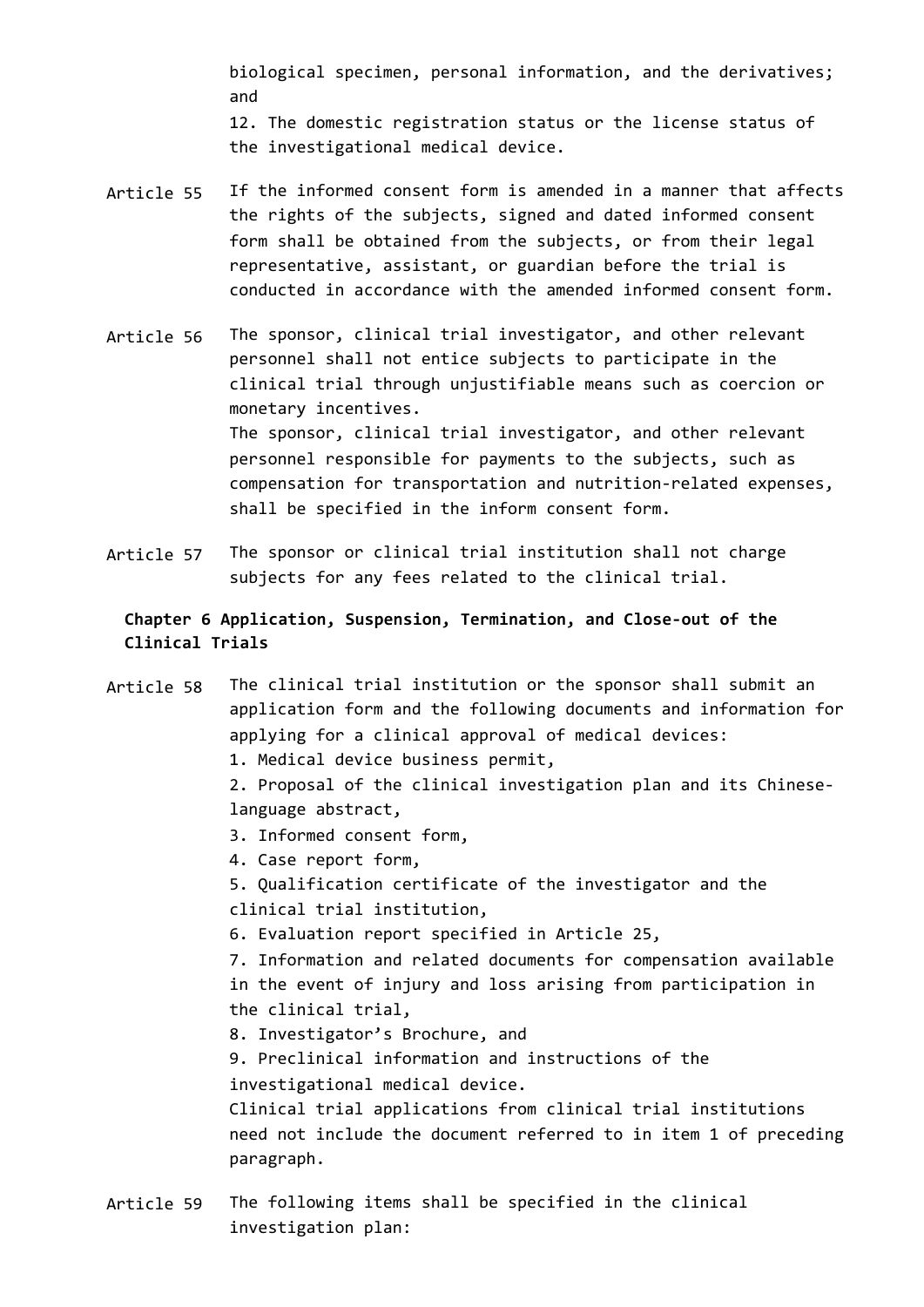biological specimen, personal information, and the derivatives; and

12. The domestic registration status or the license status of the investigational medical device.

**Article 55** If the informed consent form is amended in a manner that affects the rights of the subjects, signed and dated informed consent form shall be obtained from the subjects, or from their legal representative, assistant, or guardian before the trial is conducted in accordance with the amended informed consent form.

**Article 56** The sponsor, clinical trial investigator, and other relevant personnel shall not entice subjects to participate in the clinical trial through unjustifiable means such as coercion or monetary incentives.

The sponsor, clinical trial investigator, and other relevant personnel responsible for payments to the subjects, such as compensation for transportation and nutrition-related expenses, shall be specified in the inform consent form.

**Article 57** The sponsor or clinical trial institution shall not charge subjects for any fees related to the clinical trial.

## Chapter 6 Application, Suspension, Termination, and Close-out of the Clinical Trials

**Article 58** The clinical trial institution or the sponsor shall submit an application form and the following documents and information for applying for a clinical approval of medical devices:

1. Medical device business permit,
2. Proposal of the clinical investigation plan and its Chinese-language abstract,
3. Informed consent form,
4. Case report form,
5. Qualification certificate of the investigator and the clinical trial institution,
6. Evaluation report specified in Article 25,
7. Information and related documents for compensation available in the event of injury and loss arising from participation in the clinical trial,
8. Investigator's Brochure, and
9. Preclinical information and instructions of the investigational medical device.

Clinical trial applications from clinical trial institutions need not include the document referred to in item 1 of preceding paragraph.

**Article 59** The following items shall be specified in the clinical investigation plan: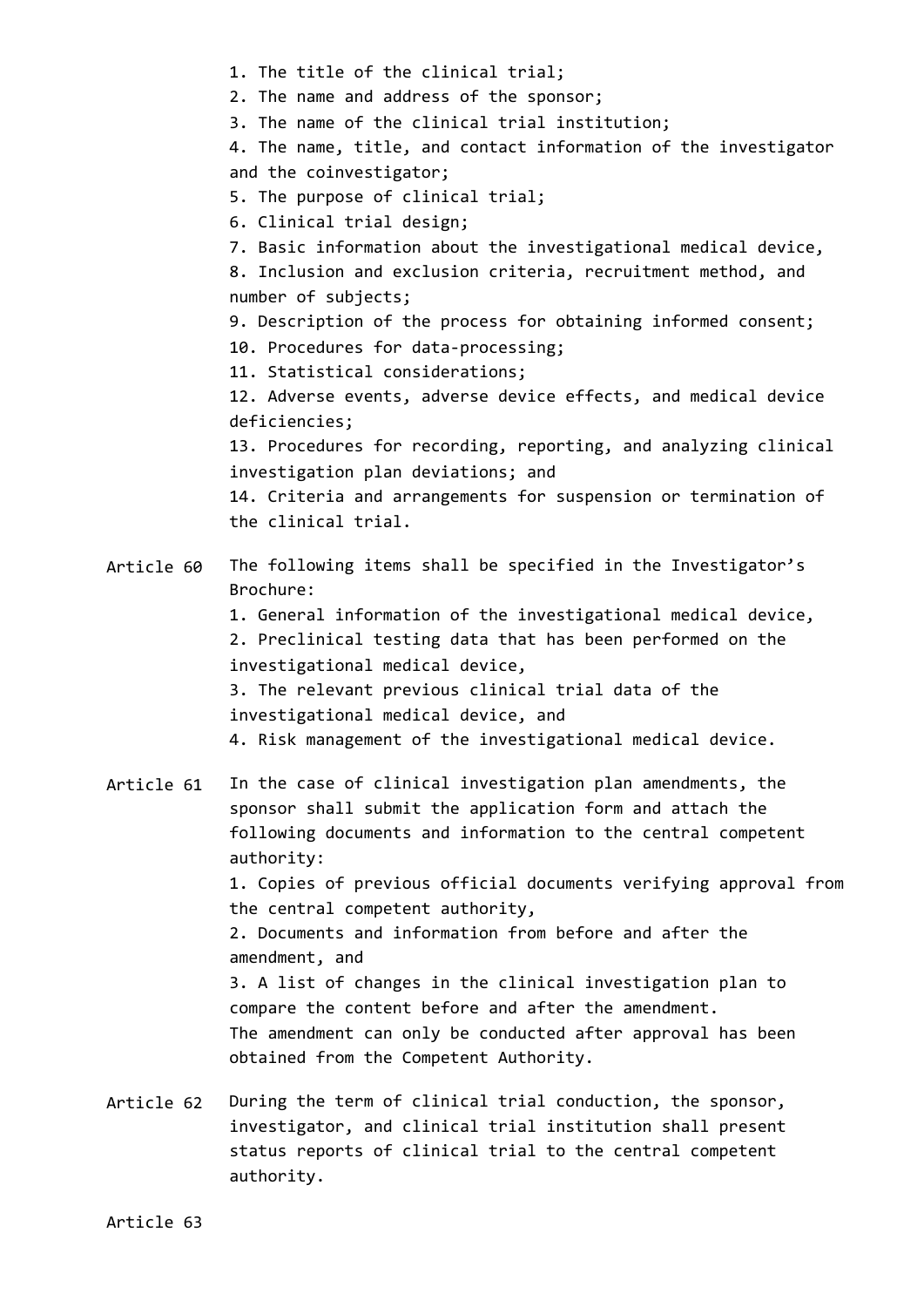1. The title of the clinical trial;
2. The name and address of the sponsor;
3. The name of the clinical trial institution;
4. The name, title, and contact information of the investigator and the coinvestigator;
5. The purpose of clinical trial;
6. Clinical trial design;
7. Basic information about the investigational medical device,
8. Inclusion and exclusion criteria, recruitment method, and number of subjects;
9. Description of the process for obtaining informed consent;
10. Procedures for data-processing;
11. Statistical considerations;
12. Adverse events, adverse device effects, and medical device deficiencies;
13. Procedures for recording, reporting, and analyzing clinical investigation plan deviations; and
14. Criteria and arrangements for suspension or termination of the clinical trial.

Article 60 The following items shall be specified in the Investigator's Brochure:
1. General information of the investigational medical device,
2. Preclinical testing data that has been performed on the investigational medical device,
3. The relevant previous clinical trial data of the investigational medical device, and
4. Risk management of the investigational medical device.

Article 61 In the case of clinical investigation plan amendments, the sponsor shall submit the application form and attach the following documents and information to the central competent authority:
1. Copies of previous official documents verifying approval from the central competent authority,
2. Documents and information from before and after the amendment, and
3. A list of changes in the clinical investigation plan to compare the content before and after the amendment.
The amendment can only be conducted after approval has been obtained from the Competent Authority.

Article 62 During the term of clinical trial conduction, the sponsor, investigator, and clinical trial institution shall present status reports of clinical trial to the central competent authority.

Article 63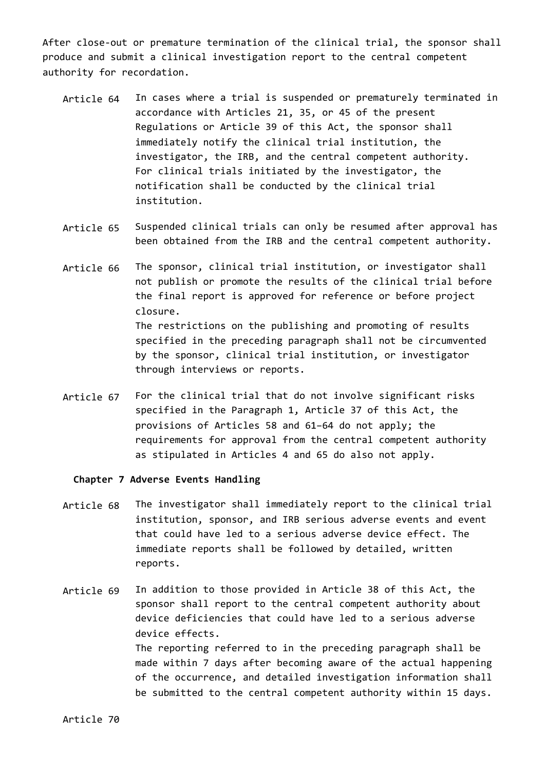After close-out or premature termination of the clinical trial, the sponsor shall produce and submit a clinical investigation report to the central competent authority for recordation.

Article 64 In cases where a trial is suspended or prematurely terminated in accordance with Articles 21, 35, or 45 of the present Regulations or Article 39 of this Act, the sponsor shall immediately notify the clinical trial institution, the investigator, the IRB, and the central competent authority. For clinical trials initiated by the investigator, the notification shall be conducted by the clinical trial institution.

Article 65 Suspended clinical trials can only be resumed after approval has been obtained from the IRB and the central competent authority.

Article 66 The sponsor, clinical trial institution, or investigator shall not publish or promote the results of the clinical trial before the final report is approved for reference or before project closure.

The restrictions on the publishing and promoting of results specified in the preceding paragraph shall not be circumvented by the sponsor, clinical trial institution, or investigator through interviews or reports.

Article 67 For the clinical trial that do not involve significant risks specified in the Paragraph 1, Article 37 of this Act, the provisions of Articles 58 and 61–64 do not apply; the requirements for approval from the central competent authority as stipulated in Articles 4 and 65 do also not apply.

## Chapter 7 Adverse Events Handling

Article 68 The investigator shall immediately report to the clinical trial institution, sponsor, and IRB serious adverse events and event that could have led to a serious adverse device effect. The immediate reports shall be followed by detailed, written reports.

Article 69 In addition to those provided in Article 38 of this Act, the sponsor shall report to the central competent authority about device deficiencies that could have led to a serious adverse device effects.

The reporting referred to in the preceding paragraph shall be made within 7 days after becoming aware of the actual happening of the occurrence, and detailed investigation information shall be submitted to the central competent authority within 15 days.

Article 70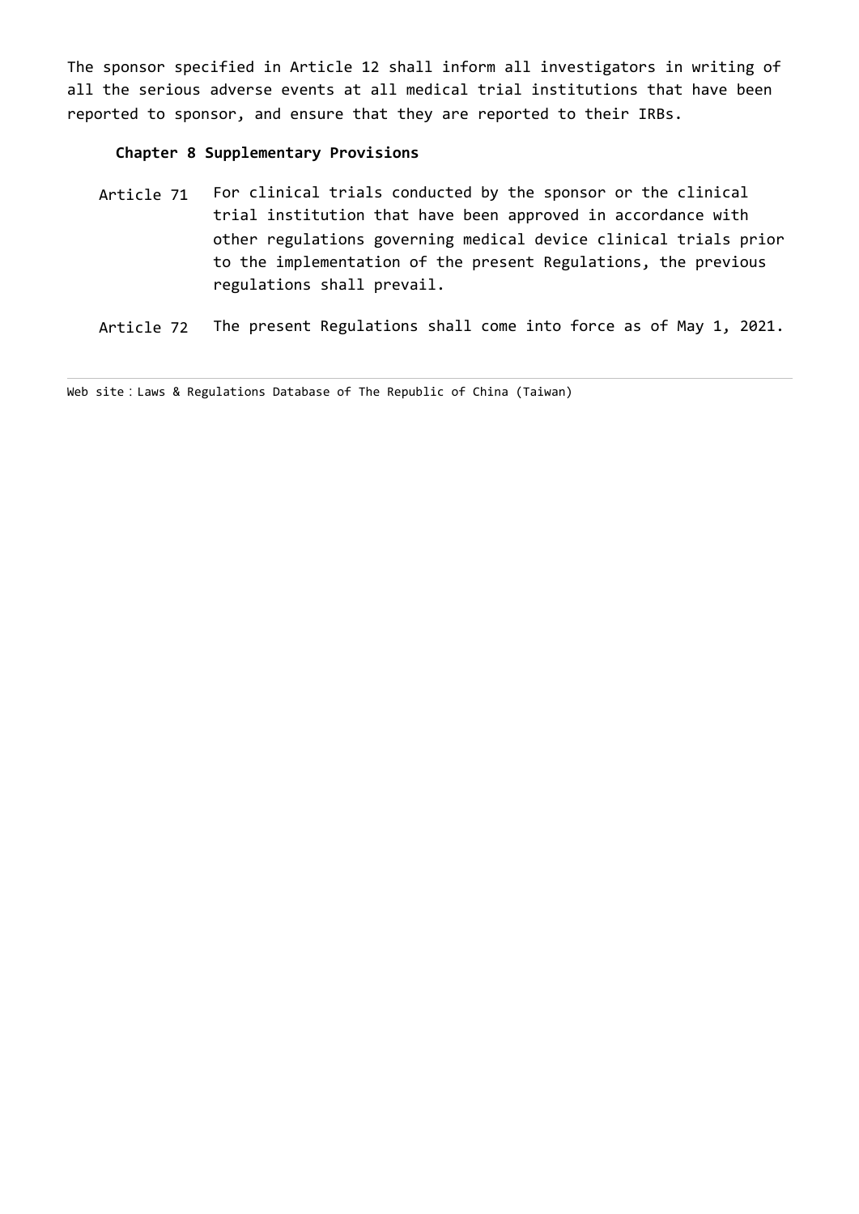The sponsor specified in Article 12 shall inform all investigators in writing of all the serious adverse events at all medical trial institutions that have been reported to sponsor, and ensure that they are reported to their IRBs.

### Chapter 8 Supplementary Provisions

Article 71 For clinical trials conducted by the sponsor or the clinical trial institution that have been approved in accordance with other regulations governing medical device clinical trials prior to the implementation of the present Regulations, the previous regulations shall prevail.

Article 72 The present Regulations shall come into force as of May 1, 2021.